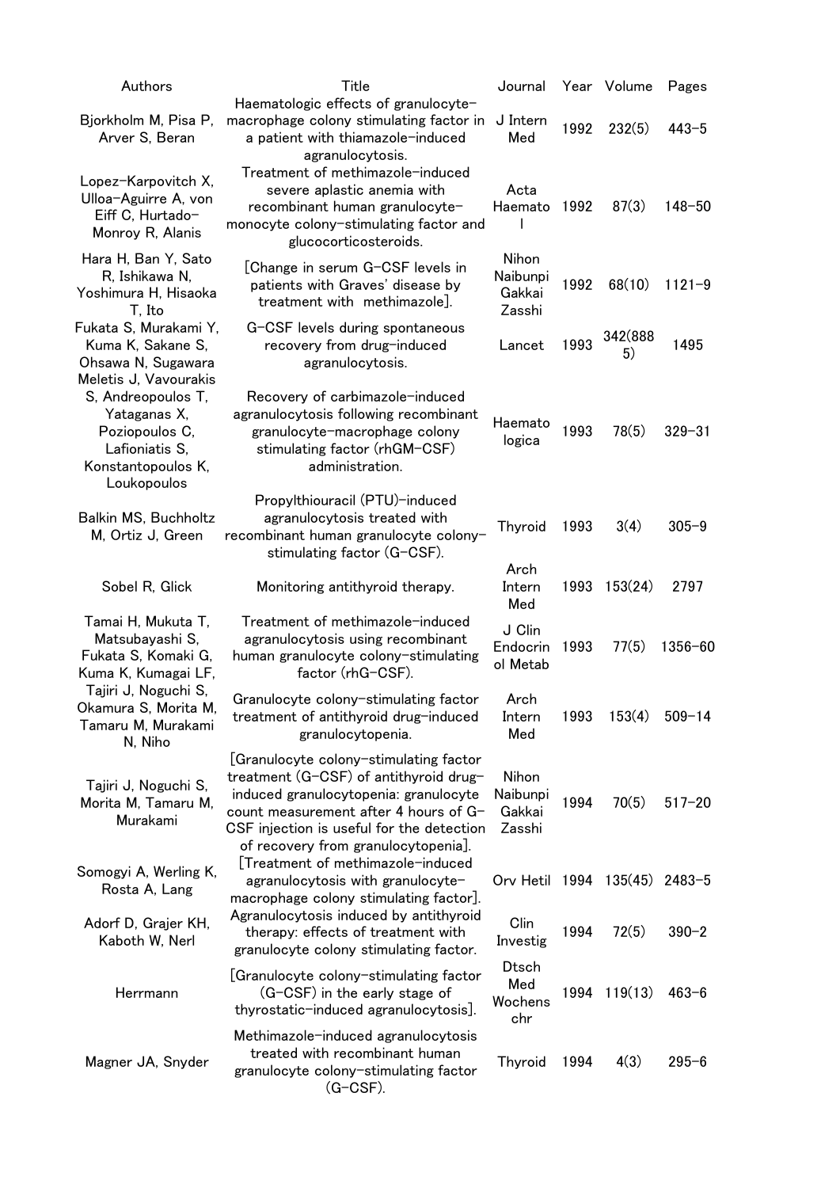| Authors | Title | Journal | Year | Volume | Pages |
|---|---|---|---|---|---|
| Bjorkholm M, Pisa P, Arver S, Beran | Haematologic effects of granulocyte-macrophage colony stimulating factor in a patient with thiamazole-induced agranulocytosis. | J Intern Med | 1992 | 232(5) | 443-5 |
| Lopez-Karpovitch X, Ulloa-Aguirre A, von Eiff C, Hurtado-Monroy R, Alanis | Treatment of methimazole-induced severe aplastic anemia with recombinant human granulocyte-monocyte colony-stimulating factor and glucocorticosteroids. | Acta Haematol | 1992 | 87(3) | 148-50 |
| Hara H, Ban Y, Sato R, Ishikawa N, Yoshimura H, Hisaoka T, Ito | [Change in serum G-CSF levels in patients with Graves' disease by treatment with methimazole]. | Nihon Naibunpi Gakkai Zasshi | 1992 | 68(10) | 1121-9 |
| Fukata S, Murakami Y, Kuma K, Sakane S, Ohsawa N, Sugawara | G-CSF levels during spontaneous recovery from drug-induced agranulocytosis. | Lancet | 1993 | 342(8885) | 1495 |
| Meletis J, Vavourakis S, Andreopoulos T, Yataganas X, Poziopoulos C, Lafioniatis S, Konstantopoulos K, Loukopoulos | Recovery of carbimazole-induced agranulocytosis following recombinant granulocyte-macrophage colony stimulating factor (rhGM-CSF) administration. | Haematologica | 1993 | 78(5) | 329-31 |
| Balkin MS, Buchholtz M, Ortiz J, Green | Propylthiouracil (PTU)-induced agranulocytosis treated with recombinant human granulocyte colony-stimulating factor (G-CSF). | Thyroid | 1993 | 3(4) | 305-9 |
| Sobel R, Glick | Monitoring antithyroid therapy. | Arch Intern Med | 1993 | 153(24) | 2797 |
| Tamai H, Mukuta T, Matsubayashi S, Fukata S, Komaki G, Kuma K, Kumagai LF, | Treatment of methimazole-induced agranulocytosis using recombinant human granulocyte colony-stimulating factor (rhG-CSF). | J Clin Endocrinol Metab | 1993 | 77(5) | 1356-60 |
| Tajiri J, Noguchi S, Okamura S, Morita M, Tamaru M, Murakami N, Niho | Granulocyte colony-stimulating factor treatment of antithyroid drug-induced granulocytopenia. | Arch Intern Med | 1993 | 153(4) | 509-14 |
| Tajiri J, Noguchi S, Morita M, Tamaru M, Murakami | [Granulocyte colony-stimulating factor treatment (G-CSF) of antithyroid drug-induced granulocytopenia: granulocyte count measurement after 4 hours of G-CSF injection is useful for the detection of recovery from granulocytopenia]. | Nihon Naibunpi Gakkai Zasshi | 1994 | 70(5) | 517-20 |
| Somogyi A, Werling K, Rosta A, Lang | [Treatment of methimazole-induced agranulocytosis with granulocyte-macrophage colony stimulating factor]. | Orv Hetil | 1994 | 135(45) | 2483-5 |
| Adorf D, Grajer KH, Kaboth W, Nerl | Agranulocytosis induced by antithyroid therapy: effects of treatment with granulocyte colony stimulating factor. | Clin Investig | 1994 | 72(5) | 390-2 |
| Herrmann | [Granulocyte colony-stimulating factor (G-CSF) in the early stage of thyrostatic-induced agranulocytosis]. | Dtsch Med Wochenschr | 1994 | 119(13) | 463-6 |
| Magner JA, Snyder | Methimazole-induced agranulocytosis treated with recombinant human granulocyte colony-stimulating factor (G-CSF). | Thyroid | 1994 | 4(3) | 295-6 |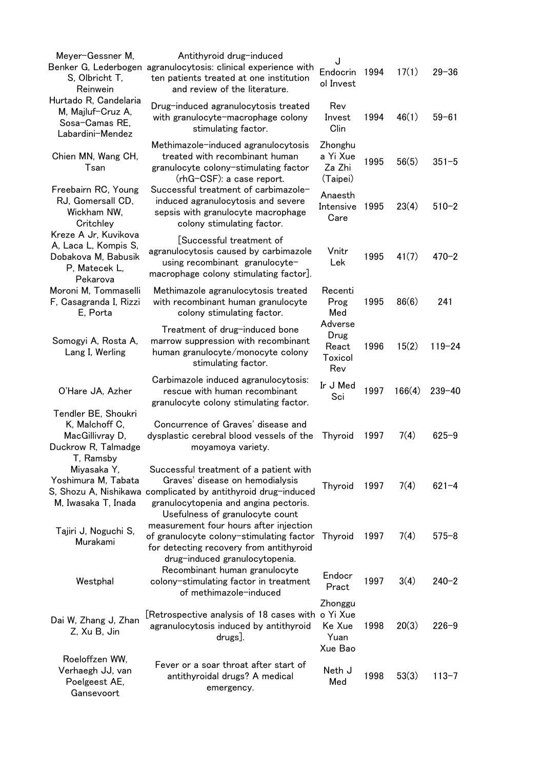| | | | | | |
|---|---|---|---|---|---|
| Meyer-Gessner M, Benker G, Lederbogen S, Olbricht T, Reinwein | Antithyroid drug-induced agranulocytosis: clinical experience with ten patients treated at one institution and review of the literature. | J Endocrinol Invest | 1994 | 17(1) | 29-36 |
| Hurtado R, Candelaria M, Majluf-Cruz A, Sosa-Camas RE, Labardini-Mendez | Drug-induced agranulocytosis treated with granulocyte-macrophage colony stimulating factor. | Rev Invest Clin | 1994 | 46(1) | 59-61 |
| Chien MN, Wang CH, Tsan | Methimazole-induced agranulocytosis treated with recombinant human granulocyte colony-stimulating factor (rhG-CSF): a case report. | Zhonghua Yi Xue Za Zhi (Taipei) | 1995 | 56(5) | 351-5 |
| Freebairn RC, Young RJ, Gomersall CD, Wickham NW, Critchley | Successful treatment of carbimazole-induced agranulocytosis and severe sepsis with granulocyte macrophage colony stimulating factor. | Anaesth Intensive Care | 1995 | 23(4) | 510-2 |
| Kreze A Jr, Kuvikova A, Laca L, Kompis S, Dobakova M, Babusik P, Matecek L, Pekarova | [Successful treatment of agranulocytosis caused by carbimazole using recombinant granulocyte-macrophage colony stimulating factor]. | Vnitr Lek | 1995 | 41(7) | 470-2 |
| Moroni M, Tommaselli F, Casagranda I, Rizzi E, Porta | Methimazole agranulocytosis treated with recombinant human granulocyte colony stimulating factor. | Recenti Prog Med | 1995 | 86(6) | 241 |
| Somogyi A, Rosta A, Lang I, Werling | Treatment of drug-induced bone marrow suppression with recombinant human granulocyte/monocyte colony stimulating factor. | Adverse Drug React Toxicol Rev | 1996 | 15(2) | 119-24 |
| O'Hare JA, Azher | Carbimazole induced agranulocytosis: rescue with human recombinant granulocyte colony stimulating factor. | Ir J Med Sci | 1997 | 166(4) | 239-40 |
| Tendler BE, Shoukri K, Malchoff C, MacGillivray D, Duckrow R, Talmadge T, Ramsby | Concurrence of Graves' disease and dysplastic cerebral blood vessels of the moyamoya variety. | Thyroid | 1997 | 7(4) | 625-9 |
| Miyasaka Y, Yoshimura M, Tabata S, Shozu A, Nishikawa M, Iwasaka T, Inada | Successful treatment of a patient with Graves' disease on hemodialysis complicated by antithyroid drug-induced granulocytopenia and angina pectoris. | Thyroid | 1997 | 7(4) | 621-4 |
| Tajiri J, Noguchi S, Murakami | Usefulness of granulocyte count measurement four hours after injection of granulocyte colony-stimulating factor for detecting recovery from antithyroid drug-induced granulocytopenia. | Thyroid | 1997 | 7(4) | 575-8 |
| Westphal | Recombinant human granulocyte colony-stimulating factor in treatment of methimazole-induced | Endocr Pract | 1997 | 3(4) | 240-2 |
| Dai W, Zhang J, Zhan Z, Xu B, Jin | [Retrospective analysis of 18 cases with agranulocytosis induced by antithyroid drugs]. | Zhongguo Yi Xue Ke Xue Yuan Xue Bao | 1998 | 20(3) | 226-9 |
| Roeloffzen WW, Verhaegh JJ, van Poelgeest AE, Gansevoort | Fever or a soar throat after start of antithyroidal drugs? A medical emergency. | Neth J Med | 1998 | 53(3) | 113-7 |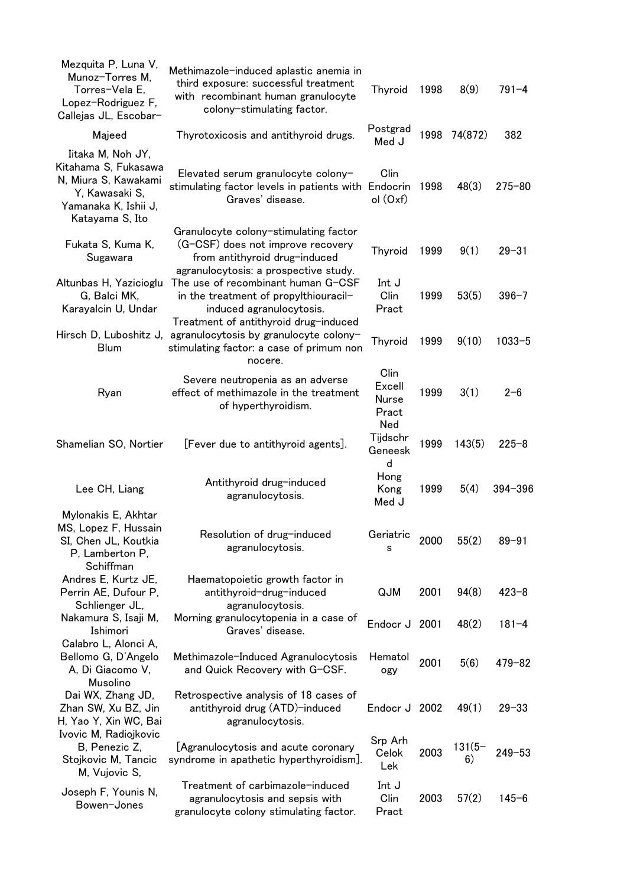| | | | | | |
|---|---|---|---|---|---|
| Mezquita P, Luna V, Munoz-Torres M, Torres-Vela E, Lopez-Rodriguez F, Callejas JL, Escobar- | Methimazole-induced aplastic anemia in third exposure: successful treatment with recombinant human granulocyte colony-stimulating factor. | Thyroid | 1998 | 8(9) | 791-4 |
| Majeed | Thyrotoxicosis and antithyroid drugs. | Postgrad Med J | 1998 | 74(872) | 382 |
| Iitaka M, Noh JY, Kitahama S, Fukasawa N, Miura S, Kawakami Y, Kawasaki S, Yamanaka K, Ishii J, Katayama S, Ito | Elevated serum granulocyte colony-stimulating factor levels in patients with Graves' disease. | Clin Endocrinol (Oxf) | 1998 | 48(3) | 275-80 |
| Fukata S, Kuma K, Sugawara | Granulocyte colony-stimulating factor (G-CSF) does not improve recovery from antithyroid drug-induced agranulocytosis: a prospective study. | Thyroid | 1999 | 9(1) | 29-31 |
| Altunbas H, Yazicioglu G, Balci MK, Karayalcin U, Undar | The use of recombinant human G-CSF in the treatment of propylthiouracil-induced agranulocytosis. | Int J Clin Pract | 1999 | 53(5) | 396-7 |
| Hirsch D, Luboshitz J, Blum | Treatment of antithyroid drug-induced agranulocytosis by granulocyte colony-stimulating factor: a case of primum non nocere. | Thyroid | 1999 | 9(10) | 1033-5 |
| Ryan | Severe neutropenia as an adverse effect of methimazole in the treatment of hyperthyroidism. | Clin Excell Nurse Pract | 1999 | 3(1) | 2-6 |
| Shamelian SO, Nortier | [Fever due to antithyroid agents]. | Ned Tijdschr Geneeskd | 1999 | 143(5) | 225-8 |
| Lee CH, Liang | Antithyroid drug-induced agranulocytosis. | Hong Kong Med J | 1999 | 5(4) | 394-396 |
| Mylonakis E, Akhtar MS, Lopez F, Hussain SI, Chen JL, Koutkia P, Lamberton P, Schiffman | Resolution of drug-induced agranulocytosis. | Geriatrics | 2000 | 55(2) | 89-91 |
| Andres E, Kurtz JE, Perrin AE, Dufour P, Schlienger JL, | Haematopoietic growth factor in antithyroid-drug-induced agranulocytosis. | QJM | 2001 | 94(8) | 423-8 |
| Nakamura S, Isaji M, Ishimori | Morning granulocytopenia in a case of Graves' disease. | Endocr J | 2001 | 48(2) | 181-4 |
| Calabro L, Alonci A, Bellomo G, D'Angelo A, Di Giacomo V, Musolino | Methimazole-Induced Agranulocytosis and Quick Recovery with G-CSF. | Hematology | 2001 | 5(6) | 479-82 |
| Dai WX, Zhang JD, Zhan SW, Xu BZ, Jin H, Yao Y, Xin WC, Bai | Retrospective analysis of 18 cases of antithyroid drug (ATD)-induced agranulocytosis. | Endocr J | 2002 | 49(1) | 29-33 |
| Ivovic M, Radiojkovic B, Penezic Z, Stojkovic M, Tancic M, Vujovic S, | [Agranulocytosis and acute coronary syndrome in apathetic hyperthyroidism]. | Srp Arh Celok Lek | 2003 | 131(5-6) | 249-53 |
| Joseph F, Younis N, Bowen-Jones | Treatment of carbimazole-induced agranulocytosis and sepsis with granulocyte colony stimulating factor. | Int J Clin Pract | 2003 | 57(2) | 145-6 |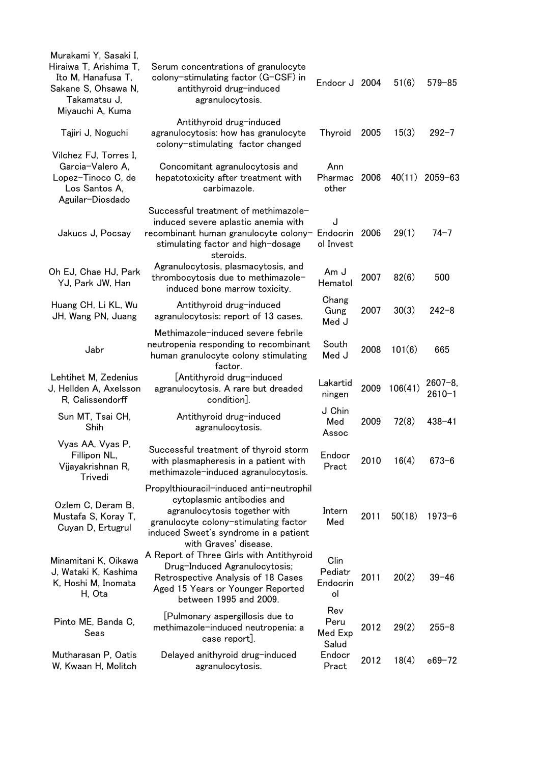| | | | | | |
|---|---|---|---|---|---|
| Murakami Y, Sasaki I, Hiraiwa T, Arishima T, Ito M, Hanafusa T, Sakane S, Ohsawa N, Takamatsu J, Miyauchi A, Kuma | Serum concentrations of granulocyte colony-stimulating factor (G-CSF) in antithyroid drug-induced agranulocytosis. | Endocr J | 2004 | 51(6) | 579-85 |
| Tajiri J, Noguchi | Antithyroid drug-induced agranulocytosis: how has granulocyte colony-stimulating factor changed | Thyroid | 2005 | 15(3) | 292-7 |
| Vilchez FJ, Torres I, Garcia-Valero A, Lopez-Tinoco C, de Los Santos A, Aguilar-Diosdado | Concomitant agranulocytosis and hepatotoxicity after treatment with carbimazole. | Ann Pharmac other | 2006 | 40(11) | 2059-63 |
| Jakucs J, Pocsay | Successful treatment of methimazole-induced severe aplastic anemia with recombinant human granulocyte colony-stimulating factor and high-dosage steroids. | J Endocrin ol Invest | 2006 | 29(1) | 74-7 |
| Oh EJ, Chae HJ, Park YJ, Park JW, Han | Agranulocytosis, plasmacytosis, and thrombocytosis due to methimazole-induced bone marrow toxicity. | Am J Hematol | 2007 | 82(6) | 500 |
| Huang CH, Li KL, Wu JH, Wang PN, Juang | Antithyroid drug-induced agranulocytosis: report of 13 cases. | Chang Gung Med J | 2007 | 30(3) | 242-8 |
| Jabr | Methimazole-induced severe febrile neutropenia responding to recombinant human granulocyte colony stimulating factor. | South Med J | 2008 | 101(6) | 665 |
| Lehtihet M, Zedenius J, Hellden A, Axelsson R, Calissendorff | [Antithyroid drug-induced agranulocytosis. A rare but dreaded condition]. | Lakartid ningen | 2009 | 106(41) | 2607-8, 2610-1 |
| Sun MT, Tsai CH, Shih | Antithyroid drug-induced agranulocytosis. | J Chin Med Assoc | 2009 | 72(8) | 438-41 |
| Vyas AA, Vyas P, Fillipon NL, Vijayakrishnan R, Trivedi | Successful treatment of thyroid storm with plasmapheresis in a patient with methimazole-induced agranulocytosis. | Endocr Pract | 2010 | 16(4) | 673-6 |
| Ozlem C, Deram B, Mustafa S, Koray T, Cuyan D, Ertugrul | Propylthiouracil-induced anti-neutrophil cytoplasmic antibodies and agranulocytosis together with granulocyte colony-stimulating factor induced Sweet's syndrome in a patient with Graves' disease. | Intern Med | 2011 | 50(18) | 1973-6 |
| Minamitani K, Oikawa J, Wataki K, Kashima K, Hoshi M, Inomata H, Ota | A Report of Three Girls with Antithyroid Drug-Induced Agranulocytosis; Retrospective Analysis of 18 Cases Aged 15 Years or Younger Reported between 1995 and 2009. | Clin Pediatr Endocrin ol | 2011 | 20(2) | 39-46 |
| Pinto ME, Banda C, Seas | [Pulmonary aspergillosis due to methimazole-induced neutropenia: a case report]. | Rev Peru Med Exp Salud | 2012 | 29(2) | 255-8 |
| Mutharasan P, Oatis W, Kwaan H, Molitch | Delayed anithyroid drug-induced agranulocytosis. | Endocr Pract | 2012 | 18(4) | e69-72 |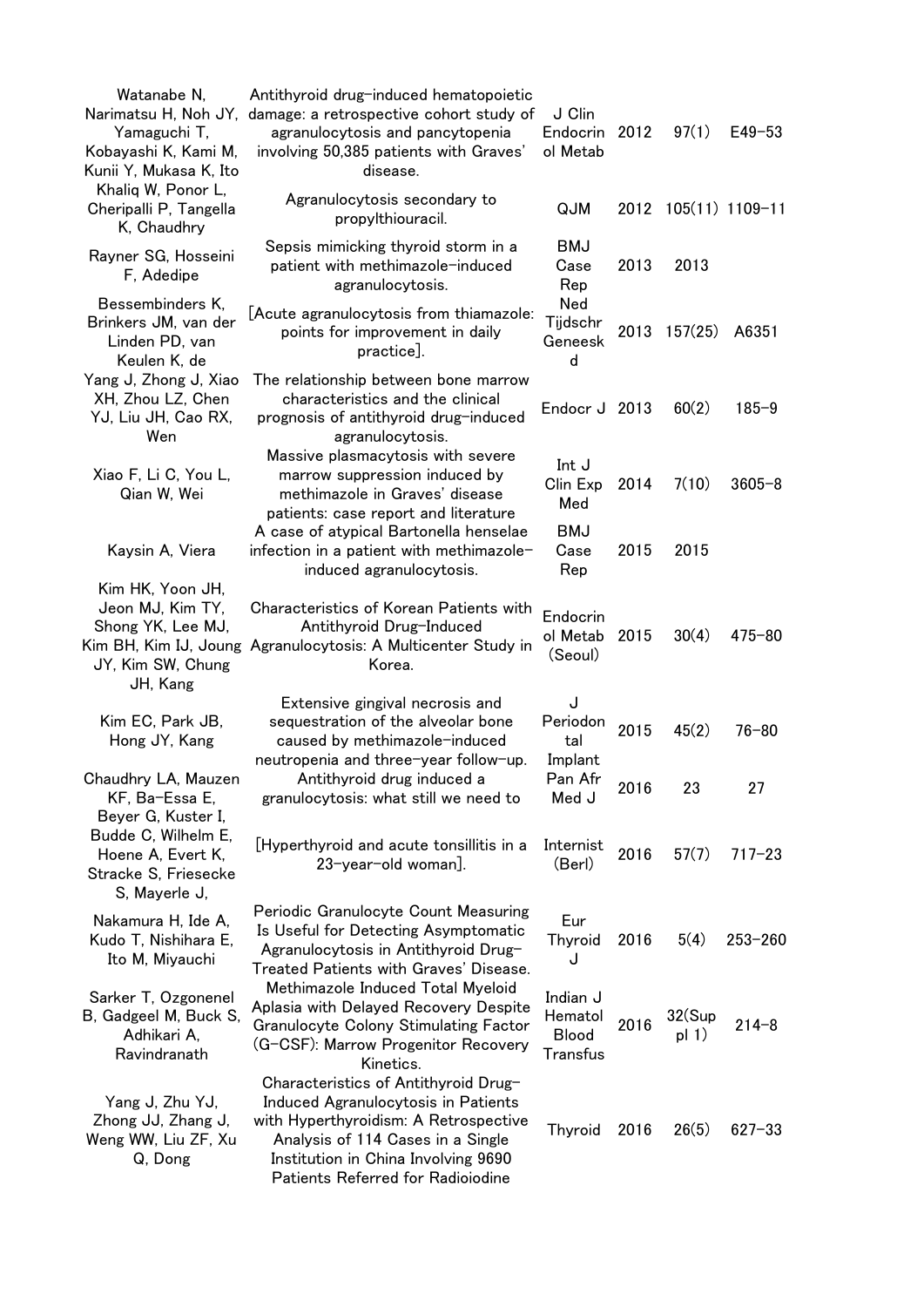| | | | | | |
|---|---|---|---|---|---|
| Watanabe N, Narimatsu H, Noh JY, Yamaguchi T, Kobayashi K, Kami M, Kunii Y, Mukasa K, Ito | Antithyroid drug-induced hematopoietic damage: a retrospective cohort study of agranulocytosis and pancytopenia involving 50,385 patients with Graves' disease. | J Clin Endocrin ol Metab | 2012 | 97(1) | E49-53 |
| Khaliq W, Ponor L, Cheripalli P, Tangella K, Chaudhry | Agranulocytosis secondary to propylthiouracil. | QJM | 2012 | 105(11) | 1109-11 |
| Rayner SG, Hosseini F, Adedipe | Sepsis mimicking thyroid storm in a patient with methimazole-induced agranulocytosis. | BMJ Case Rep | 2013 | 2013 | |
| Bessembinders K, Brinkers JM, van der Linden PD, van Keulen K, de | [Acute agranulocytosis from thiamazole: points for improvement in daily practice]. | Ned Tijdschr Geneesk d | 2013 | 157(25) | A6351 |
| Yang J, Zhong J, Xiao XH, Zhou LZ, Chen YJ, Liu JH, Cao RX, Wen | The relationship between bone marrow characteristics and the clinical prognosis of antithyroid drug-induced agranulocytosis. | Endocr J | 2013 | 60(2) | 185-9 |
| Xiao F, Li C, You L, Qian W, Wei | Massive plasmacytosis with severe marrow suppression induced by methimazole in Graves' disease patients: case report and literature | Int J Clin Exp Med | 2014 | 7(10) | 3605-8 |
| Kaysin A, Viera | A case of atypical Bartonella henselae infection in a patient with methimazole-induced agranulocytosis. | BMJ Case Rep | 2015 | 2015 | |
| Kim HK, Yoon JH, Jeon MJ, Kim TY, Shong YK, Lee MJ, Kim BH, Kim IJ, Joung JY, Kim SW, Chung JH, Kang | Characteristics of Korean Patients with Antithyroid Drug-Induced Agranulocytosis: A Multicenter Study in Korea. | Endocrin ol Metab (Seoul) | 2015 | 30(4) | 475-80 |
| Kim EC, Park JB, Hong JY, Kang | Extensive gingival necrosis and sequestration of the alveolar bone caused by methimazole-induced neutropenia and three-year follow-up. | J Periodon tal Implant | 2015 | 45(2) | 76-80 |
| Chaudhry LA, Mauzen KF, Ba-Essa E, | Antithyroid drug induced a granulocytosis: what still we need to | Pan Afr Med J | 2016 | 23 | 27 |
| Beyer G, Kuster I, Budde C, Wilhelm E, Hoene A, Evert K, Stracke S, Friesecke S, Mayerle J, | [Hyperthyroid and acute tonsillitis in a 23-year-old woman]. | Internist (Berl) | 2016 | 57(7) | 717-23 |
| Nakamura H, Ide A, Kudo T, Nishihara E, Ito M, Miyauchi | Periodic Granulocyte Count Measuring Is Useful for Detecting Asymptomatic Agranulocytosis in Antithyroid Drug-Treated Patients with Graves' Disease. | Eur Thyroid J | 2016 | 5(4) | 253-260 |
| Sarker T, Ozgonenel B, Gadgeel M, Buck S, Adhikari A, Ravindranath | Methimazole Induced Total Myeloid Aplasia with Delayed Recovery Despite Granulocyte Colony Stimulating Factor (G-CSF): Marrow Progenitor Recovery Kinetics. | Indian J Hematol Blood Transfus | 2016 | 32(Sup pl 1) | 214-8 |
| Yang J, Zhu YJ, Zhong JJ, Zhang J, Weng WW, Liu ZF, Xu Q, Dong | Characteristics of Antithyroid Drug-Induced Agranulocytosis in Patients with Hyperthyroidism: A Retrospective Analysis of 114 Cases in a Single Institution in China Involving 9690 Patients Referred for Radioiodine | Thyroid | 2016 | 26(5) | 627-33 |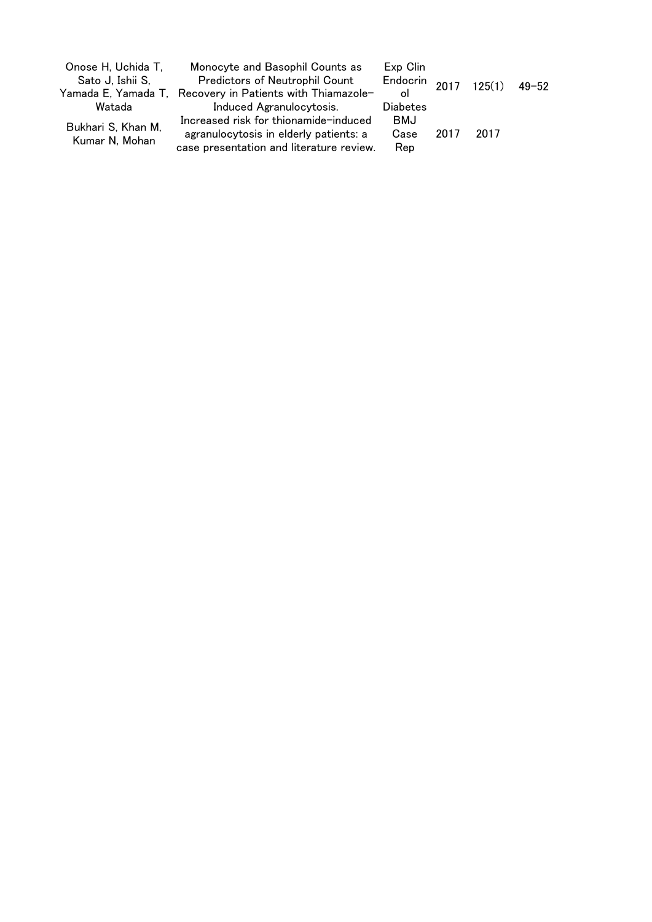| | | | | | |
|---|---|---|---|---|---|
| Onose H, Uchida T, Sato J, Ishii S, Yamada E, Yamada T, Watada | Monocyte and Basophil Counts as Predictors of Neutrophil Count Recovery in Patients with Thiamazole-Induced Agranulocytosis. | Exp Clin Endocrinol Diabetes | 2017 | 125(1) | 49-52 |
| Bukhari S, Khan M, Kumar N, Mohan | Increased risk for thionamide-induced agranulocytosis in elderly patients: a case presentation and literature review. | BMJ Case Rep | 2017 | 2017 | |